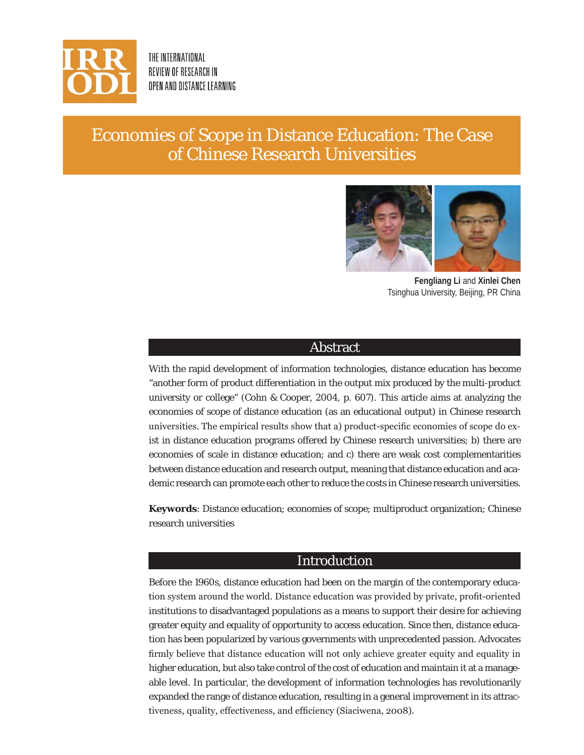THE INTERNATIONAL REVIEW OF RESEARCH IN OPEN AND DISTANCE LEARNING

# Economies of Scope in Distance Education: The Case of Chinese Research Universities

**Fengliang Li** and **Xinlei Chen**
Tsinghua University, Beijing, PR China

## Abstract

With the rapid development of information technologies, distance education has become "another form of product differentiation in the output mix produced by the multi-product university or college" (Cohn & Cooper, 2004, p. 607). This article aims at analyzing the economies of scope of distance education (as an educational output) in Chinese research universities. The empirical results show that a) product-specific economies of scope do exist in distance education programs offered by Chinese research universities; b) there are economies of scale in distance education; and c) there are weak cost complementarities between distance education and research output, meaning that distance education and academic research can promote each other to reduce the costs in Chinese research universities.

**Keywords**: Distance education; economies of scope; multiproduct organization; Chinese research universities

## Introduction

Before the 1960s, distance education had been on the margin of the contemporary education system around the world. Distance education was provided by private, profit-oriented institutions to disadvantaged populations as a means to support their desire for achieving greater equity and equality of opportunity to access education. Since then, distance education has been popularized by various governments with unprecedented passion. Advocates firmly believe that distance education will not only achieve greater equity and equality in higher education, but also take control of the cost of education and maintain it at a manageable level. In particular, the development of information technologies has revolutionarily expanded the range of distance education, resulting in a general improvement in its attractiveness, quality, effectiveness, and efficiency (Siaciwena, 2008).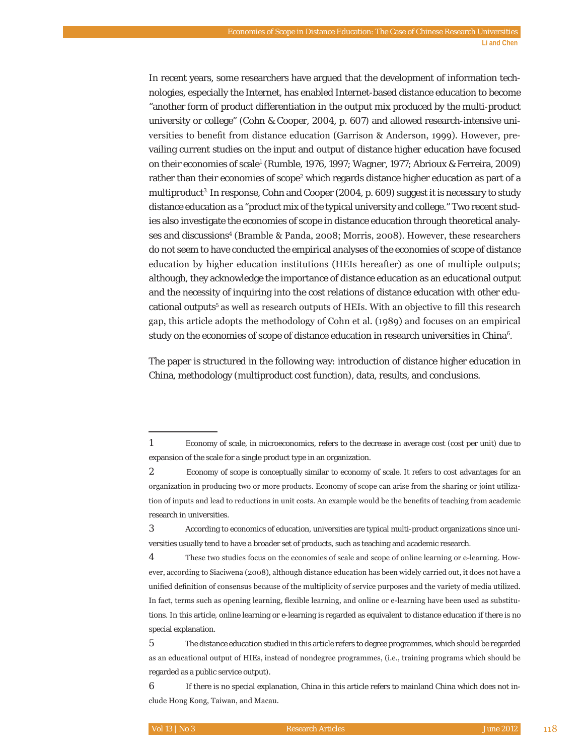In recent years, some researchers have argued that the development of information technologies, especially the Internet, has enabled Internet-based distance education to become "another form of product differentiation in the output mix produced by the multi-product university or college" (Cohn & Cooper, 2004, p. 607) and allowed research-intensive universities to benefit from distance education (Garrison & Anderson, 1999). However, prevailing current studies on the input and output of distance higher education have focused on their economies of scale[1] (Rumble, 1976, 1997; Wagner, 1977; Abrioux & Ferreira, 2009) rather than their economies of scope[2] which regards distance higher education as part of a multiproduct[3]. In response, Cohn and Cooper (2004, p. 609) suggest it is necessary to study distance education as a "product mix of the typical university and college." Two recent studies also investigate the economies of scope in distance education through theoretical analyses and discussions[4] (Bramble & Panda, 2008; Morris, 2008). However, these researchers do not seem to have conducted the empirical analyses of the economies of scope of distance education by higher education institutions (HEIs hereafter) as one of multiple outputs; although, they acknowledge the importance of distance education as an educational output and the necessity of inquiring into the cost relations of distance education with other educational outputs[5] as well as research outputs of HEIs. With an objective to fill this research gap, this article adopts the methodology of Cohn et al. (1989) and focuses on an empirical study on the economies of scope of distance education in research universities in China[6].

The paper is structured in the following way: introduction of distance higher education in China, methodology (multiproduct cost function), data, results, and conclusions.

---

1 Economy of scale, in microeconomics, refers to the decrease in average cost (cost per unit) due to expansion of the scale for a single product type in an organization.

2 Economy of scope is conceptually similar to economy of scale. It refers to cost advantages for an organization in producing two or more products. Economy of scope can arise from the sharing or joint utilization of inputs and lead to reductions in unit costs. An example would be the benefits of teaching from academic research in universities.

3 According to economics of education, universities are typical multi-product organizations since universities usually tend to have a broader set of products, such as teaching and academic research.

4 These two studies focus on the economies of scale and scope of online learning or e-learning. However, according to Siaciwena (2008), although distance education has been widely carried out, it does not have a unified definition of consensus because of the multiplicity of service purposes and the variety of media utilized. In fact, terms such as opening learning, flexible learning, and online or e-learning have been used as substitutions. In this article, online learning or e-learning is regarded as equivalent to distance education if there is no special explanation.

5 The distance education studied in this article refers to degree programmes, which should be regarded as an educational output of HIEs, instead of nondegree programmes, (i.e., training programs which should be regarded as a public service output).

6 If there is no special explanation, China in this article refers to mainland China which does not include Hong Kong, Taiwan, and Macau.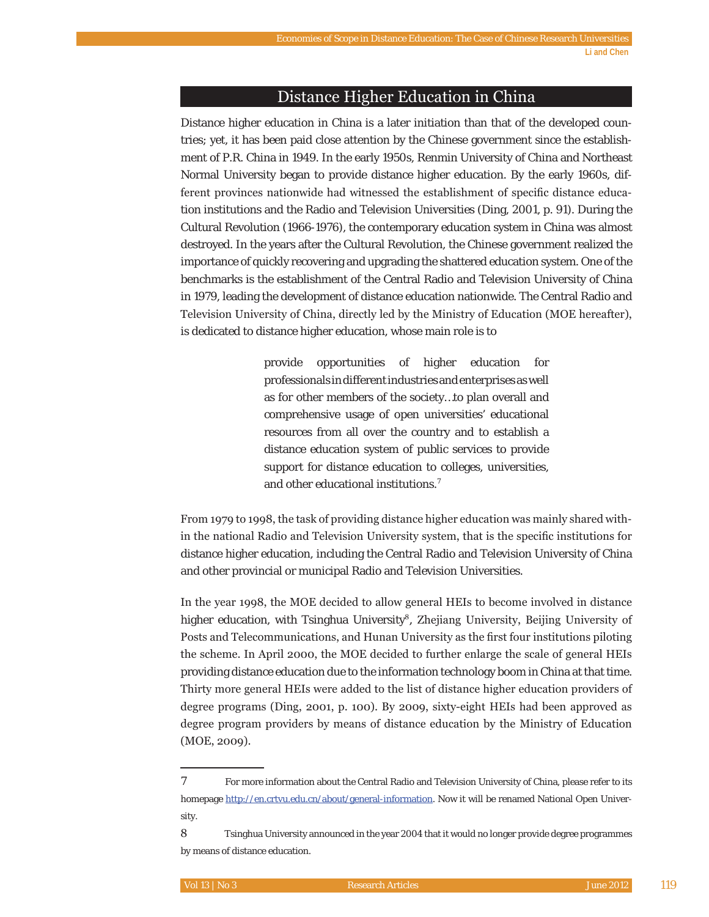## Distance Higher Education in China

Distance higher education in China is a later initiation than that of the developed countries; yet, it has been paid close attention by the Chinese government since the establishment of P.R. China in 1949. In the early 1950s, Renmin University of China and Northeast Normal University began to provide distance higher education. By the early 1960s, different provinces nationwide had witnessed the establishment of specific distance education institutions and the Radio and Television Universities (Ding, 2001, p. 91). During the Cultural Revolution (1966-1976), the contemporary education system in China was almost destroyed. In the years after the Cultural Revolution, the Chinese government realized the importance of quickly recovering and upgrading the shattered education system. One of the benchmarks is the establishment of the Central Radio and Television University of China in 1979, leading the development of distance education nationwide. The Central Radio and Television University of China, directly led by the Ministry of Education (MOE hereafter), is dedicated to distance higher education, whose main role is to

> provide opportunities of higher education for professionals in different industries and enterprises as well as for other members of the society…to plan overall and comprehensive usage of open universities' educational resources from all over the country and to establish a distance education system of public services to provide support for distance education to colleges, universities, and other educational institutions.[7]

From 1979 to 1998, the task of providing distance higher education was mainly shared within the national Radio and Television University system, that is the specific institutions for distance higher education, including the Central Radio and Television University of China and other provincial or municipal Radio and Television Universities.

In the year 1998, the MOE decided to allow general HEIs to become involved in distance higher education, with Tsinghua University[8], Zhejiang University, Beijing University of Posts and Telecommunications, and Hunan University as the first four institutions piloting the scheme. In April 2000, the MOE decided to further enlarge the scale of general HEIs providing distance education due to the information technology boom in China at that time. Thirty more general HEIs were added to the list of distance higher education providers of degree programs (Ding, 2001, p. 100). By 2009, sixty-eight HEIs had been approved as degree program providers by means of distance education by the Ministry of Education (MOE, 2009).

---

7 For more information about the Central Radio and Television University of China, please refer to its homepage http://en.crtvu.edu.cn/about/general-information. Now it will be renamed National Open University.

8 Tsinghua University announced in the year 2004 that it would no longer provide degree programmes by means of distance education.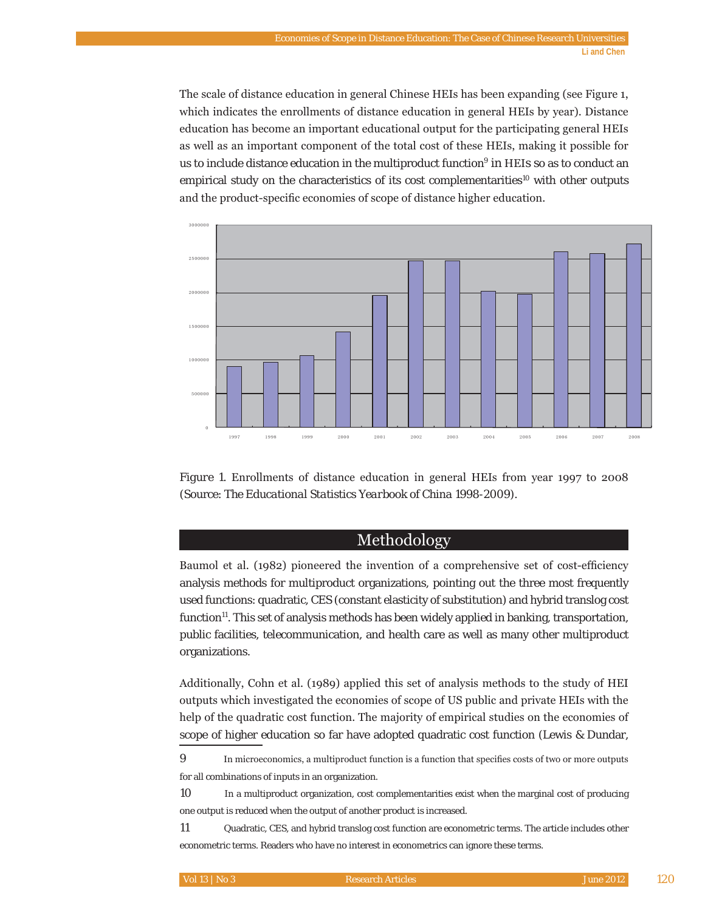The scale of distance education in general Chinese HEIs has been expanding (see Figure 1, which indicates the enrollments of distance education in general HEIs by year). Distance education has become an important educational output for the participating general HEIs as well as an important component of the total cost of these HEIs, making it possible for us to include distance education in the multiproduct function[9] in HEIs so as to conduct an empirical study on the characteristics of its cost complementarities[10] with other outputs and the product-specific economies of scope of distance higher education.

*Figure 1.* Enrollments of distance education in general HEIs from year 1997 to 2008 (Source: *The Educational Statistics Yearbook of China 1998-2009*).

## Methodology

Baumol et al. (1982) pioneered the invention of a comprehensive set of cost-efficiency analysis methods for multiproduct organizations, pointing out the three most frequently used functions: quadratic, CES (constant elasticity of substitution) and hybrid translog cost function[11]. This set of analysis methods has been widely applied in banking, transportation, public facilities, telecommunication, and health care as well as many other multiproduct organizations.

Additionally, Cohn et al. (1989) applied this set of analysis methods to the study of HEI outputs which investigated the economies of scope of US public and private HEIs with the help of the quadratic cost function. The majority of empirical studies on the economies of scope of higher education so far have adopted quadratic cost function (Lewis & Dundar,

---

9 In microeconomics, a multiproduct function is a function that specifies costs of two or more outputs for all combinations of inputs in an organization.

10 In a multiproduct organization, cost complementarities exist when the marginal cost of producing one output is reduced when the output of another product is increased.

11 Quadratic, CES, and hybrid translog cost function are econometric terms. The article includes other econometric terms. Readers who have no interest in econometrics can ignore these terms.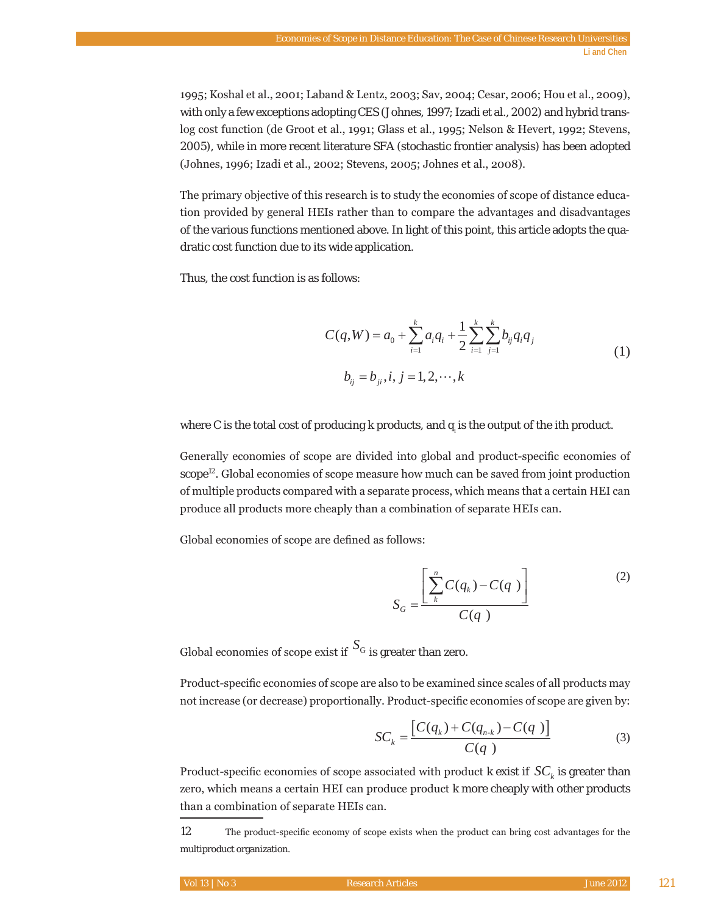1995; Koshal et al., 2001; Laband & Lentz, 2003; Sav, 2004; Cesar, 2006; Hou et al., 2009), with only a few exceptions adopting CES (Johnes, 1997; Izadi et al., 2002) and hybrid translog cost function (de Groot et al., 1991; Glass et al., 1995; Nelson & Hevert, 1992; Stevens, 2005), while in more recent literature SFA (stochastic frontier analysis) has been adopted (Johnes, 1996; Izadi et al., 2002; Stevens, 2005; Johnes et al., 2008).

The primary objective of this research is to study the economies of scope of distance education provided by general HEIs rather than to compare the advantages and disadvantages of the various functions mentioned above. In light of this point, this article adopts the quadratic cost function due to its wide application.

Thus, the cost function is as follows:

$$C(q,W) = a_0 + \sum_{i=1}^{k} a_i q_i + \frac{1}{2}\sum_{i=1}^{k}\sum_{j=1}^{k} b_{ij} q_i q_j \qquad (1)$$

$$b_{ij} = b_{ji}, i, j = 1, 2, \cdots, k$$

where C is the total cost of producing k products, and $q_i$ is the output of the ith product.

Generally economies of scope are divided into global and product-specific economies of scope[12]. Global economies of scope measure how much can be saved from joint production of multiple products compared with a separate process, which means that a certain HEI can produce all products more cheaply than a combination of separate HEIs can.

Global economies of scope are defined as follows:

$$S_G = \frac{\left[\sum_{k}^{n} C(q_k) - C(q\ )\right]}{C(q\ )} \qquad (2)$$

Global economies of scope exist if $S_G$ is greater than zero.

Product-specific economies of scope are also to be examined since scales of all products may not increase (or decrease) proportionally. Product-specific economies of scope are given by:

$$SC_k = \frac{\left[C(q_k) + C(q_{n\text{-}k}) - C(q\ )\right]}{C(q\ )} \qquad (3)$$

Product-specific economies of scope associated with product k exist if $SC_k$ is greater than zero, which means a certain HEI can produce product k more cheaply with other products than a combination of separate HEIs can.

---

12 The product-specific economy of scope exists when the product can bring cost advantages for the multiproduct organization.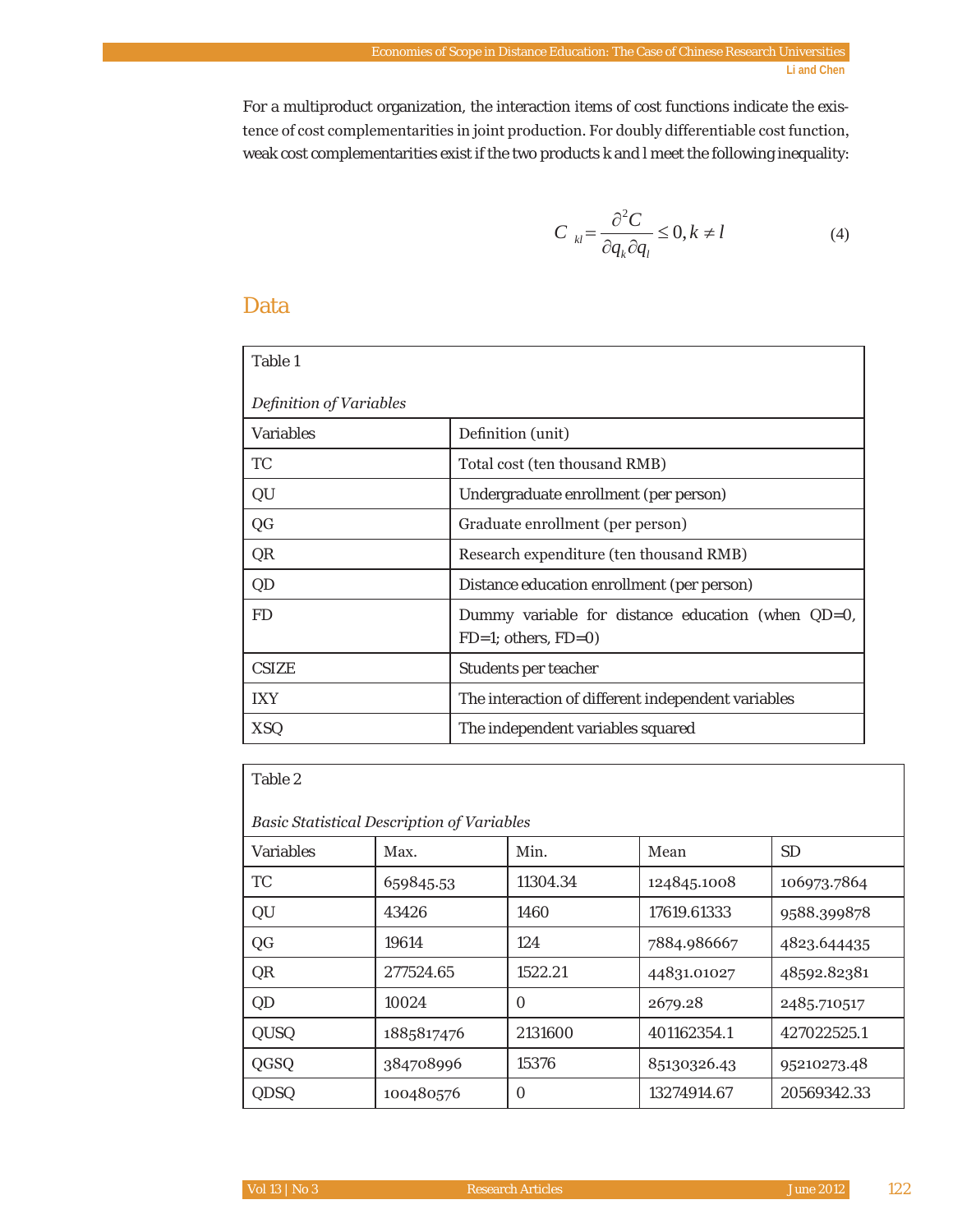For a multiproduct organization, the interaction items of cost functions indicate the existence of cost complementarities in joint production. For doubly differentiable cost function, weak cost complementarities exist if the two products k and l meet the following inequality:

$$C_{kl} = \frac{\partial^2 C}{\partial q_k \partial q_l} \leq 0, k \neq l \tag{4}$$

## Data

Table 1

*Definition of Variables*

| Variables | Definition (unit) |
|---|---|
| TC | Total cost (ten thousand RMB) |
| QU | Undergraduate enrollment (per person) |
| QG | Graduate enrollment (per person) |
| QR | Research expenditure (ten thousand RMB) |
| QD | Distance education enrollment (per person) |
| FD | Dummy variable for distance education (when QD=0, FD=1; others, FD=0) |
| CSIZE | Students per teacher |
| IXY | The interaction of different independent variables |
| XSQ | The independent variables squared |

Table 2

*Basic Statistical Description of Variables*

| Variables | Max. | Min. | Mean | SD |
|---|---|---|---|---|
| TC | 659845.53 | 11304.34 | 124845.1008 | 106973.7864 |
| QU | 43426 | 1460 | 17619.61333 | 9588.399878 |
| QG | 19614 | 124 | 7884.986667 | 4823.644435 |
| QR | 277524.65 | 1522.21 | 44831.01027 | 48592.82381 |
| QD | 10024 | 0 | 2679.28 | 2485.710517 |
| QUSQ | 1885817476 | 2131600 | 401162354.1 | 427022525.1 |
| QGSQ | 384708996 | 15376 | 85130326.43 | 95210273.48 |
| QDSQ | 100480576 | 0 | 13274914.67 | 20569342.33 |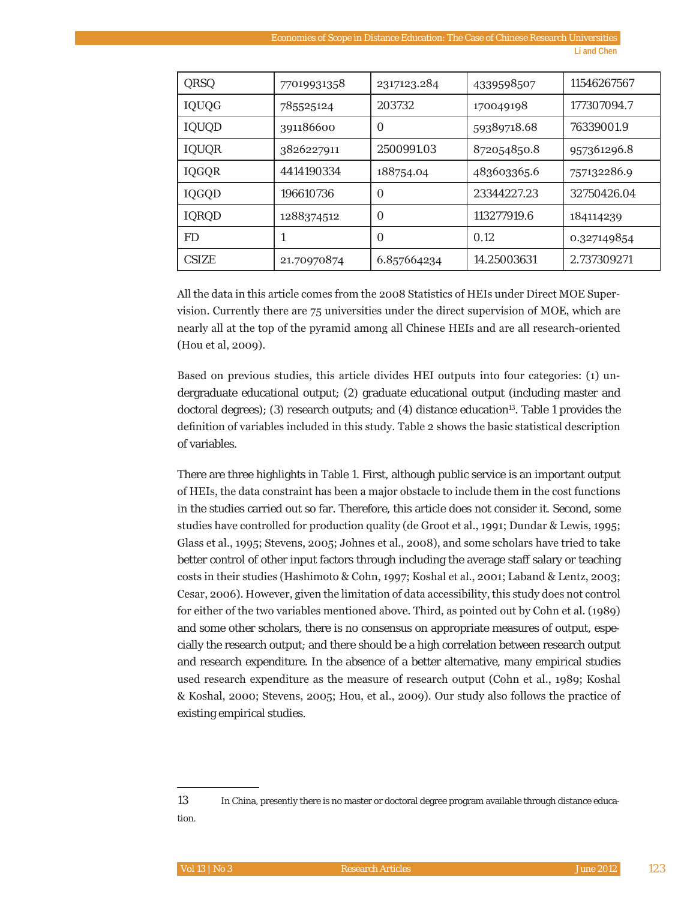| QRSQ | 77019931358 | 2317123.284 | 4339598507 | 11546267567 |
|---|---|---|---|---|
| IQUQG | 785525124 | 203732 | 170049198 | 177307094.7 |
| IQUQD | 391186600 | 0 | 59389718.68 | 76339001.9 |
| IQUQR | 3826227911 | 2500991.03 | 872054850.8 | 957361296.8 |
| IQGQR | 4414190334 | 188754.04 | 483603365.6 | 757132286.9 |
| IQGQD | 196610736 | 0 | 23344227.23 | 32750426.04 |
| IQRQD | 1288374512 | 0 | 113277919.6 | 184114239 |
| FD | 1 | 0 | 0.12 | 0.327149854 |
| CSIZE | 21.70970874 | 6.857664234 | 14.25003631 | 2.737309271 |

All the data in this article comes from the 2008 Statistics of HEIs under Direct MOE Supervision. Currently there are 75 universities under the direct supervision of MOE, which are nearly all at the top of the pyramid among all Chinese HEIs and are all research-oriented (Hou et al, 2009).

Based on previous studies, this article divides HEI outputs into four categories: (1) undergraduate educational output; (2) graduate educational output (including master and doctoral degrees); (3) research outputs; and (4) distance education[13]. Table 1 provides the definition of variables included in this study. Table 2 shows the basic statistical description of variables.

There are three highlights in Table 1. First, although public service is an important output of HEIs, the data constraint has been a major obstacle to include them in the cost functions in the studies carried out so far. Therefore, this article does not consider it. Second, some studies have controlled for production quality (de Groot et al., 1991; Dundar & Lewis, 1995; Glass et al., 1995; Stevens, 2005; Johnes et al., 2008), and some scholars have tried to take better control of other input factors through including the average staff salary or teaching costs in their studies (Hashimoto & Cohn, 1997; Koshal et al., 2001; Laband & Lentz, 2003; Cesar, 2006). However, given the limitation of data accessibility, this study does not control for either of the two variables mentioned above. Third, as pointed out by Cohn et al. (1989) and some other scholars, there is no consensus on appropriate measures of output, especially the research output; and there should be a high correlation between research output and research expenditure. In the absence of a better alternative, many empirical studies used research expenditure as the measure of research output (Cohn et al., 1989; Koshal & Koshal, 2000; Stevens, 2005; Hou, et al., 2009). Our study also follows the practice of existing empirical studies.

---

13 In China, presently there is no master or doctoral degree program available through distance education.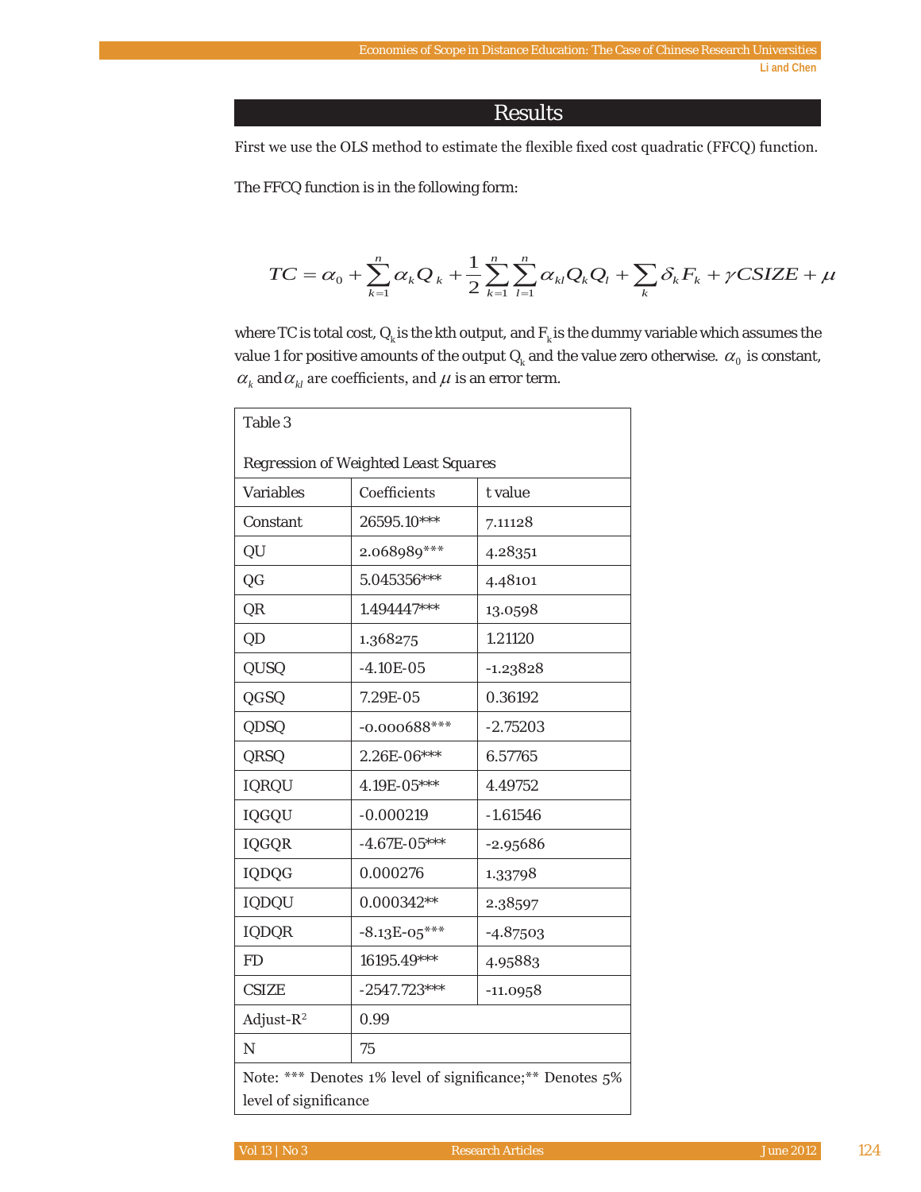## Results

First we use the OLS method to estimate the flexible fixed cost quadratic (FFCQ) function.

The FFCQ function is in the following form:

$$TC = \alpha_0 + \sum_{k=1}^{n} \alpha_k Q_k + \frac{1}{2}\sum_{k=1}^{n}\sum_{l=1}^{n} \alpha_{kl} Q_k Q_l + \sum_k \delta_k F_k + \gamma CSIZE + \mu$$

where TC is total cost, $Q_k$ is the kth output, and $F_k$ is the dummy variable which assumes the value 1 for positive amounts of the output $Q_k$ and the value zero otherwise. $\alpha_0$ is constant, $\alpha_k$ and $\alpha_{kl}$ are coefficients, and $\mu$ is an error term.

Table 3

Regression of Weighted Least Squares

| Variables | Coefficients | t value |
|---|---|---|
| Constant | 26595.10*** | 7.11128 |
| QU | 2.068989*** | 4.28351 |
| QG | 5.045356*** | 4.48101 |
| QR | 1.494447*** | 13.0598 |
| QD | 1.368275 | 1.21120 |
| QUSQ | -4.10E-05 | -1.23828 |
| QGSQ | 7.29E-05 | 0.36192 |
| QDSQ | -0.000688*** | -2.75203 |
| QRSQ | 2.26E-06*** | 6.57765 |
| IQRQU | 4.19E-05*** | 4.49752 |
| IQGQU | -0.000219 | -1.61546 |
| IQGQR | -4.67E-05*** | -2.95686 |
| IQDQG | 0.000276 | 1.33798 |
| IQDQU | 0.000342** | 2.38597 |
| IQDQR | -8.13E-05*** | -4.87503 |
| FD | 16195.49*** | 4.95883 |
| CSIZE | -2547.723*** | -11.0958 |
| Adjust-$R^2$ | 0.99 | |
| N | 75 | |

Note: *** Denotes 1% level of significance;** Denotes 5% level of significance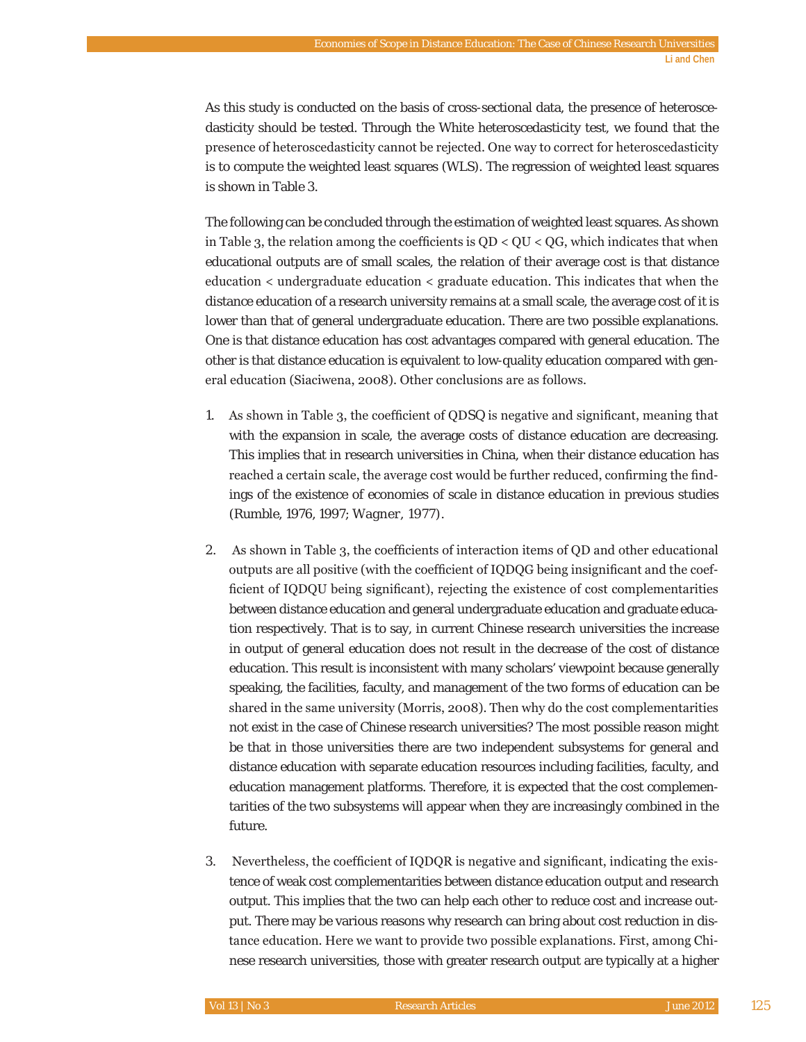As this study is conducted on the basis of cross-sectional data, the presence of heteroscedasticity should be tested. Through the White heteroscedasticity test, we found that the presence of heteroscedasticity cannot be rejected. One way to correct for heteroscedasticity is to compute the weighted least squares (WLS). The regression of weighted least squares is shown in Table 3.

The following can be concluded through the estimation of weighted least squares. As shown in Table 3, the relation among the coefficients is QD < QU < QG, which indicates that when educational outputs are of small scales, the relation of their average cost is that distance education < undergraduate education < graduate education. This indicates that when the distance education of a research university remains at a small scale, the average cost of it is lower than that of general undergraduate education. There are two possible explanations. One is that distance education has cost advantages compared with general education. The other is that distance education is equivalent to low-quality education compared with general education (Siaciwena, 2008). Other conclusions are as follows.

1. As shown in Table 3, the coefficient of QDSQ is negative and significant, meaning that with the expansion in scale, the average costs of distance education are decreasing. This implies that in research universities in China, when their distance education has reached a certain scale, the average cost would be further reduced, confirming the findings of the existence of economies of scale in distance education in previous studies (Rumble, 1976, 1997; Wagner, 1977).

2. As shown in Table 3, the coefficients of interaction items of QD and other educational outputs are all positive (with the coefficient of IQDQG being insignificant and the coefficient of IQDQU being significant), rejecting the existence of cost complementarities between distance education and general undergraduate education and graduate education respectively. That is to say, in current Chinese research universities the increase in output of general education does not result in the decrease of the cost of distance education. This result is inconsistent with many scholars' viewpoint because generally speaking, the facilities, faculty, and management of the two forms of education can be shared in the same university (Morris, 2008). Then why do the cost complementarities not exist in the case of Chinese research universities? The most possible reason might be that in those universities there are two independent subsystems for general and distance education with separate education resources including facilities, faculty, and education management platforms. Therefore, it is expected that the cost complementarities of the two subsystems will appear when they are increasingly combined in the future.

3. Nevertheless, the coefficient of IQDQR is negative and significant, indicating the existence of weak cost complementarities between distance education output and research output. This implies that the two can help each other to reduce cost and increase output. There may be various reasons why research can bring about cost reduction in distance education. Here we want to provide two possible explanations. First, among Chinese research universities, those with greater research output are typically at a higher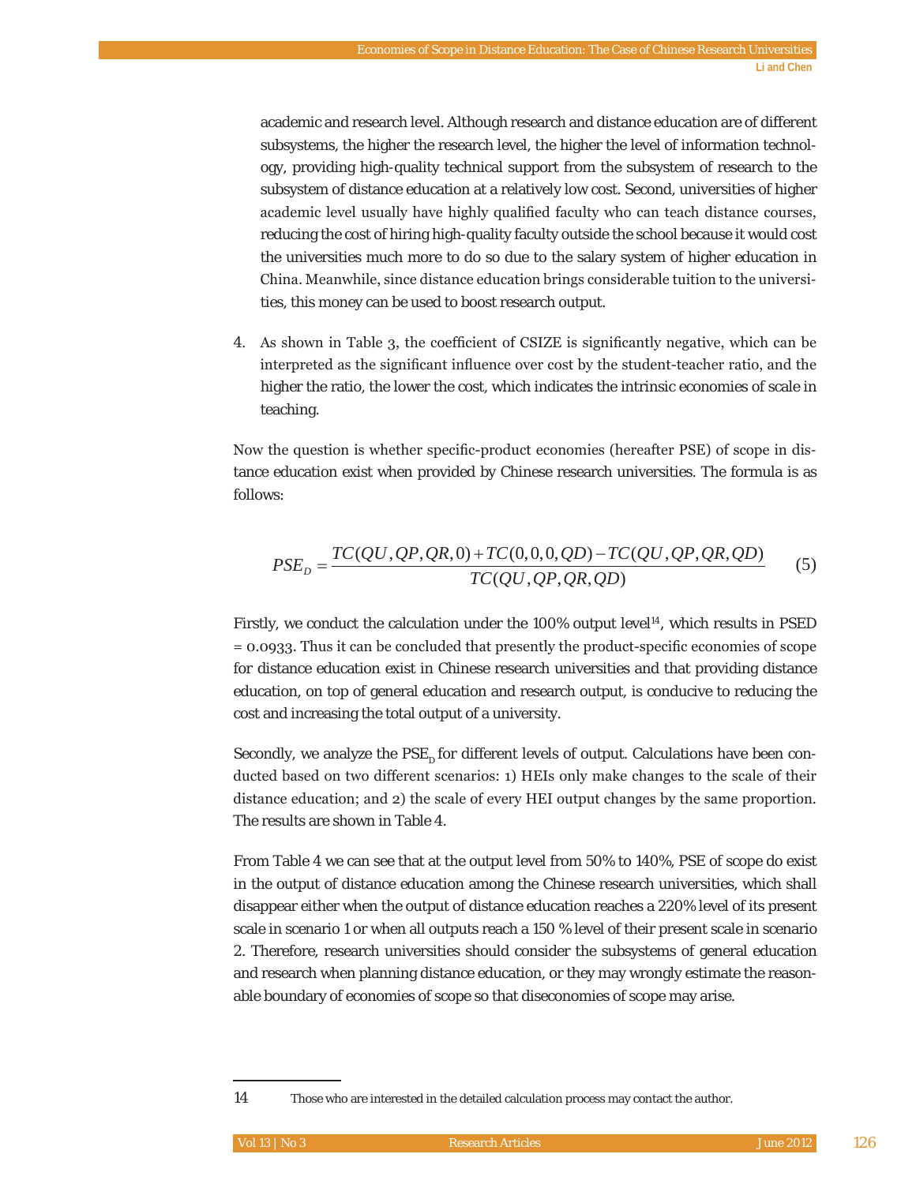academic and research level. Although research and distance education are of different subsystems, the higher the research level, the higher the level of information technology, providing high-quality technical support from the subsystem of research to the subsystem of distance education at a relatively low cost. Second, universities of higher academic level usually have highly qualified faculty who can teach distance courses, reducing the cost of hiring high-quality faculty outside the school because it would cost the universities much more to do so due to the salary system of higher education in China. Meanwhile, since distance education brings considerable tuition to the universities, this money can be used to boost research output.

4. As shown in Table 3, the coefficient of CSIZE is significantly negative, which can be interpreted as the significant influence over cost by the student-teacher ratio, and the higher the ratio, the lower the cost, which indicates the intrinsic economies of scale in teaching.

Now the question is whether specific-product economies (hereafter PSE) of scope in distance education exist when provided by Chinese research universities. The formula is as follows:

$$PSE_D = \frac{TC(QU, QP, QR, 0) + TC(0, 0, 0, QD) - TC(QU, QP, QR, QD)}{TC(QU, QP, QR, QD)} \qquad (5)$$

Firstly, we conduct the calculation under the 100% output level[14], which results in PSED = 0.0933. Thus it can be concluded that presently the product-specific economies of scope for distance education exist in Chinese research universities and that providing distance education, on top of general education and research output, is conducive to reducing the cost and increasing the total output of a university.

Secondly, we analyze the $PSE_D$ for different levels of output. Calculations have been conducted based on two different scenarios: 1) HEIs only make changes to the scale of their distance education; and 2) the scale of every HEI output changes by the same proportion. The results are shown in Table 4.

From Table 4 we can see that at the output level from 50% to 140%, PSE of scope do exist in the output of distance education among the Chinese research universities, which shall disappear either when the output of distance education reaches a 220% level of its present scale in scenario 1 or when all outputs reach a 150 % level of their present scale in scenario 2. Therefore, research universities should consider the subsystems of general education and research when planning distance education, or they may wrongly estimate the reasonable boundary of economies of scope so that diseconomies of scope may arise.

---

14 Those who are interested in the detailed calculation process may contact the author.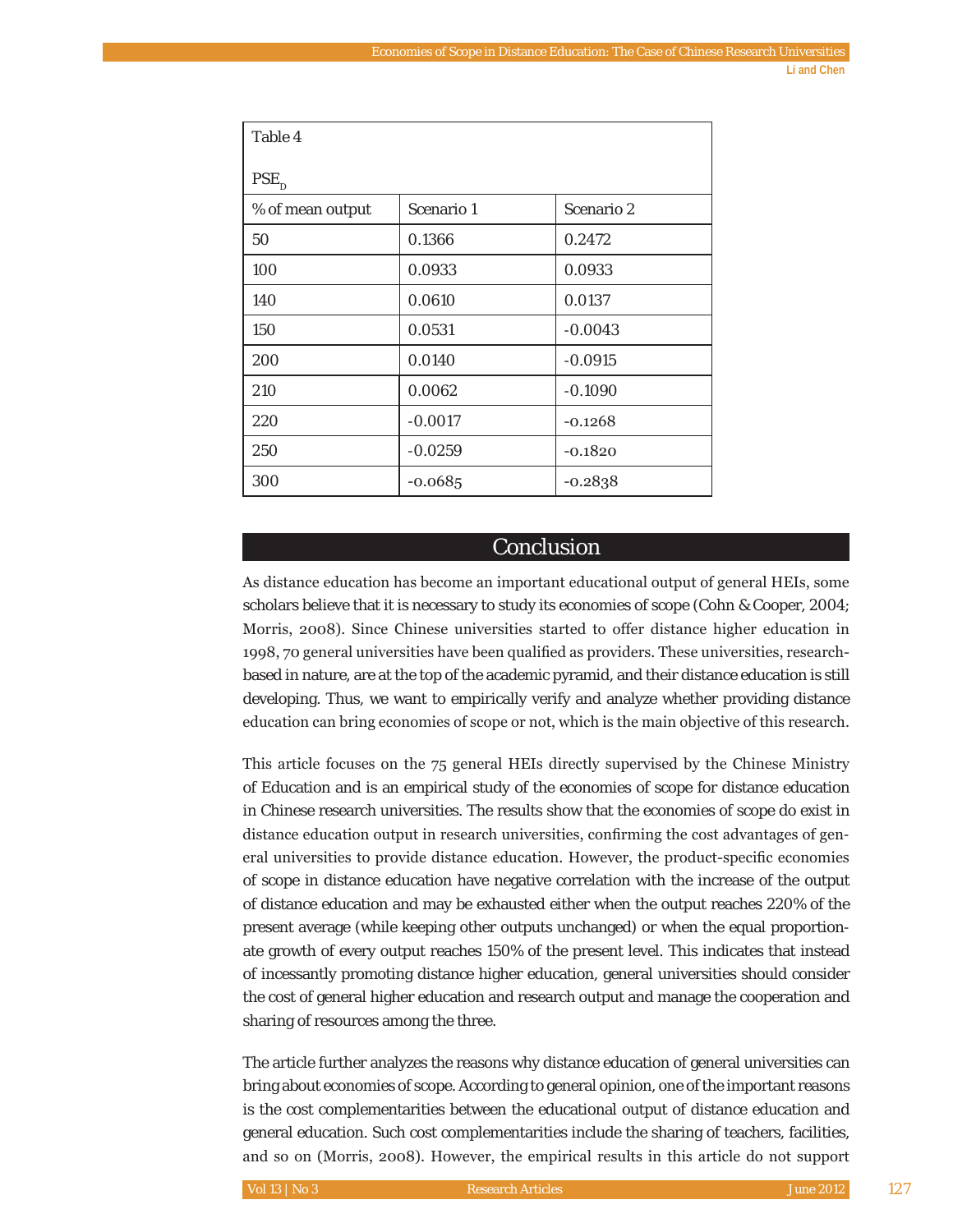Table 4

$PSE_D$

| % of mean output | Scenario 1 | Scenario 2 |
|---|---|---|
| 50 | 0.1366 | 0.2472 |
| 100 | 0.0933 | 0.0933 |
| 140 | 0.0610 | 0.0137 |
| 150 | 0.0531 | -0.0043 |
| 200 | 0.0140 | -0.0915 |
| 210 | 0.0062 | -0.1090 |
| 220 | -0.0017 | -0.1268 |
| 250 | -0.0259 | -0.1820 |
| 300 | -0.0685 | -0.2838 |

## Conclusion

As distance education has become an important educational output of general HEIs, some scholars believe that it is necessary to study its economies of scope (Cohn & Cooper, 2004; Morris, 2008). Since Chinese universities started to offer distance higher education in 1998, 70 general universities have been qualified as providers. These universities, research-based in nature, are at the top of the academic pyramid, and their distance education is still developing. Thus, we want to empirically verify and analyze whether providing distance education can bring economies of scope or not, which is the main objective of this research.

This article focuses on the 75 general HEIs directly supervised by the Chinese Ministry of Education and is an empirical study of the economies of scope for distance education in Chinese research universities. The results show that the economies of scope do exist in distance education output in research universities, confirming the cost advantages of general universities to provide distance education. However, the product-specific economies of scope in distance education have negative correlation with the increase of the output of distance education and may be exhausted either when the output reaches 220% of the present average (while keeping other outputs unchanged) or when the equal proportionate growth of every output reaches 150% of the present level. This indicates that instead of incessantly promoting distance higher education, general universities should consider the cost of general higher education and research output and manage the cooperation and sharing of resources among the three.

The article further analyzes the reasons why distance education of general universities can bring about economies of scope. According to general opinion, one of the important reasons is the cost complementarities between the educational output of distance education and general education. Such cost complementarities include the sharing of teachers, facilities, and so on (Morris, 2008). However, the empirical results in this article do not support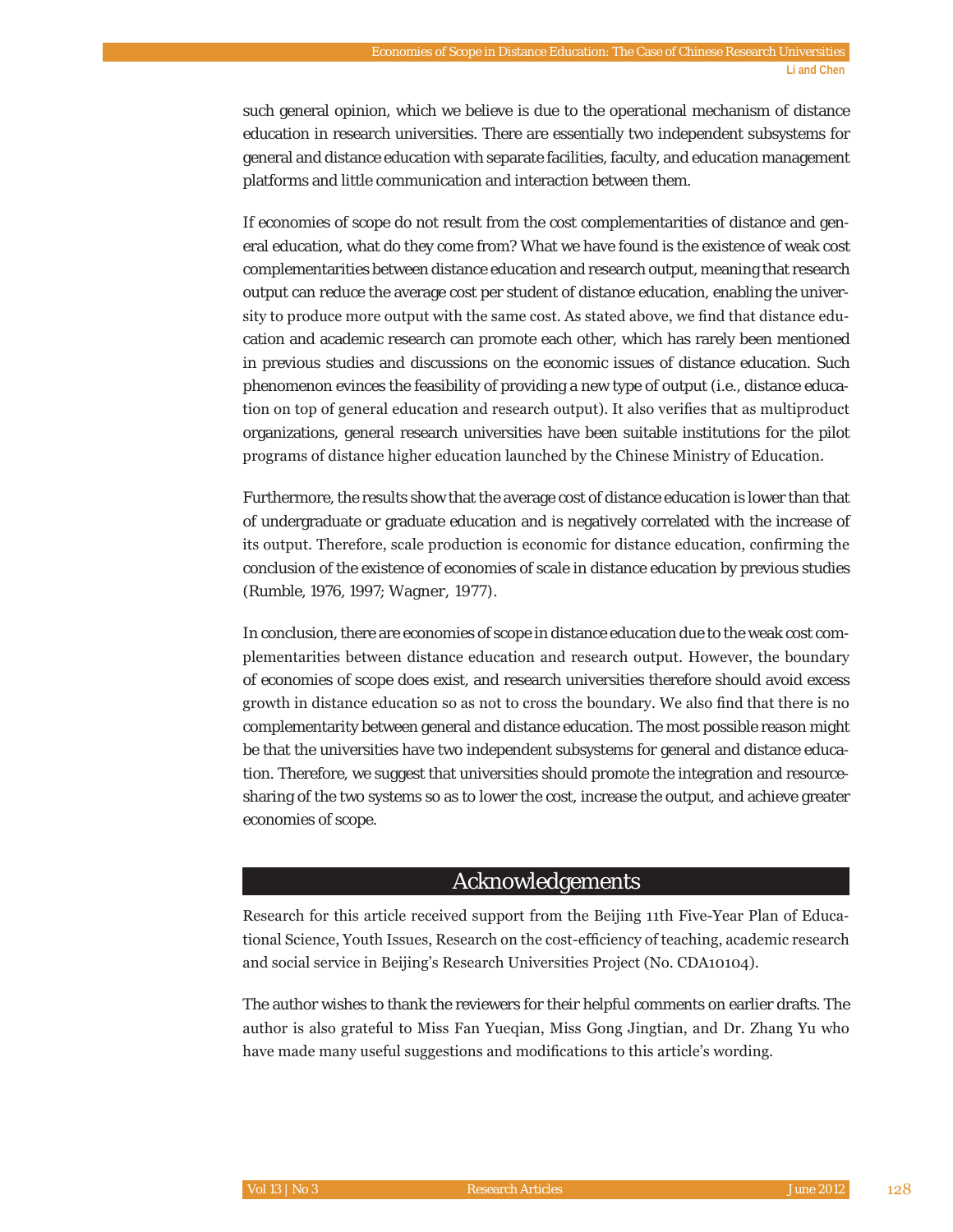such general opinion, which we believe is due to the operational mechanism of distance education in research universities. There are essentially two independent subsystems for general and distance education with separate facilities, faculty, and education management platforms and little communication and interaction between them.

If economies of scope do not result from the cost complementarities of distance and general education, what do they come from? What we have found is the existence of weak cost complementarities between distance education and research output, meaning that research output can reduce the average cost per student of distance education, enabling the university to produce more output with the same cost. As stated above, we find that distance education and academic research can promote each other, which has rarely been mentioned in previous studies and discussions on the economic issues of distance education. Such phenomenon evinces the feasibility of providing a new type of output (i.e., distance education on top of general education and research output). It also verifies that as multiproduct organizations, general research universities have been suitable institutions for the pilot programs of distance higher education launched by the Chinese Ministry of Education.

Furthermore, the results show that the average cost of distance education is lower than that of undergraduate or graduate education and is negatively correlated with the increase of its output. Therefore, scale production is economic for distance education, confirming the conclusion of the existence of economies of scale in distance education by previous studies (Rumble, 1976, 1997; Wagner, 1977).

In conclusion, there are economies of scope in distance education due to the weak cost complementarities between distance education and research output. However, the boundary of economies of scope does exist, and research universities therefore should avoid excess growth in distance education so as not to cross the boundary. We also find that there is no complementarity between general and distance education. The most possible reason might be that the universities have two independent subsystems for general and distance education. Therefore, we suggest that universities should promote the integration and resource-sharing of the two systems so as to lower the cost, increase the output, and achieve greater economies of scope.

## Acknowledgements

Research for this article received support from the Beijing 11th Five-Year Plan of Educational Science, Youth Issues, Research on the cost-efficiency of teaching, academic research and social service in Beijing's Research Universities Project (No. CDA10104).

The author wishes to thank the reviewers for their helpful comments on earlier drafts. The author is also grateful to Miss Fan Yueqian, Miss Gong Jingtian, and Dr. Zhang Yu who have made many useful suggestions and modifications to this article's wording.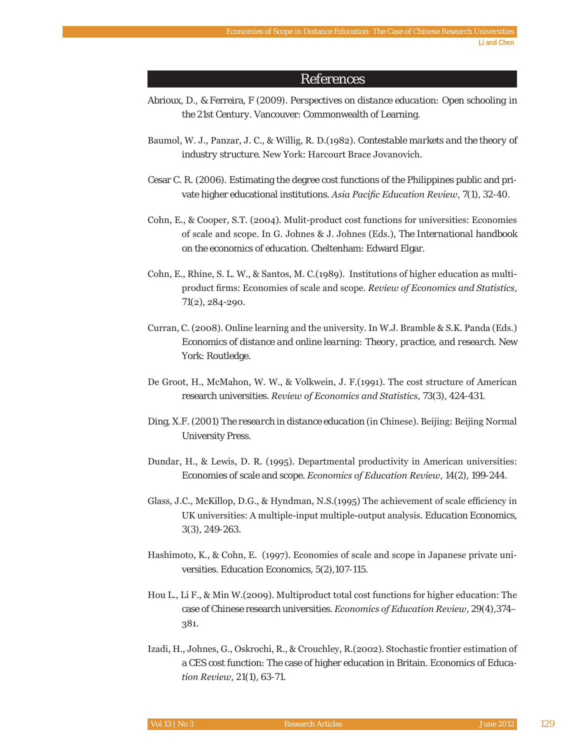## References

Abrioux, D., & Ferreira, F (2009). *Perspectives on distance education: Open schooling in the 21st Century*. Vancouver: Commonwealth of Learning.

Baumol, W. J., Panzar, J. C., & Willig, R. D.(1982). *Contestable markets and the theory of industry structure*. New York: Harcourt Brace Jovanovich.

Cesar C. R. (2006). Estimating the degree cost functions of the Philippines public and private higher educational institutions. *Asia Pacific Education Review*, 7(1), 32-40.

Cohn, E., & Cooper, S.T. (2004). Mulit-product cost functions for universities: Economies of scale and scope. In G. Johnes & J. Johnes (Eds.), *The International handbook on the economics of education*. Cheltenham: Edward Elgar.

Cohn, E., Rhine, S. L. W., & Santos, M. C.(1989). Institutions of higher education as multi-product firms: Economies of scale and scope. *Review of Economics and Statistics*, 71(2), 284-290.

Curran, C. (2008). Online learning and the university. In W.J. Bramble & S.K. Panda (Eds.) *Economics of distance and online learning: Theory, practice, and research*. New York: Routledge.

De Groot, H., McMahon, W. W., & Volkwein, J. F.(1991). The cost structure of American research universities. *Review of Economics and Statistics*, 73(3), 424-431.

Ding, X.F. (2001) *The research in distance education* (in Chinese). Beijing: Beijing Normal University Press.

Dundar, H., & Lewis, D. R. (1995). Departmental productivity in American universities: Economies of scale and scope. *Economics of Education Review*, 14(2), 199-244.

Glass, J.C., McKillop, D.G., & Hyndman, N.S.(1995) The achievement of scale efficiency in UK universities: A multiple-input multiple-output analysis. *Education Economics*, 3(3), 249-263.

Hashimoto, K., & Cohn, E. (1997). Economies of scale and scope in Japanese private universities. *Education Economics*, 5(2),107-115.

Hou L., Li F., & Min W.(2009). Multiproduct total cost functions for higher education: The case of Chinese research universities. *Economics of Education Review*, 29(4),374–381.

Izadi, H., Johnes, G., Oskrochi, R., & Crouchley, R.(2002). Stochastic frontier estimation of a CES cost function: The case of higher education in Britain. *Economics of Education Review*, 21(1), 63-71.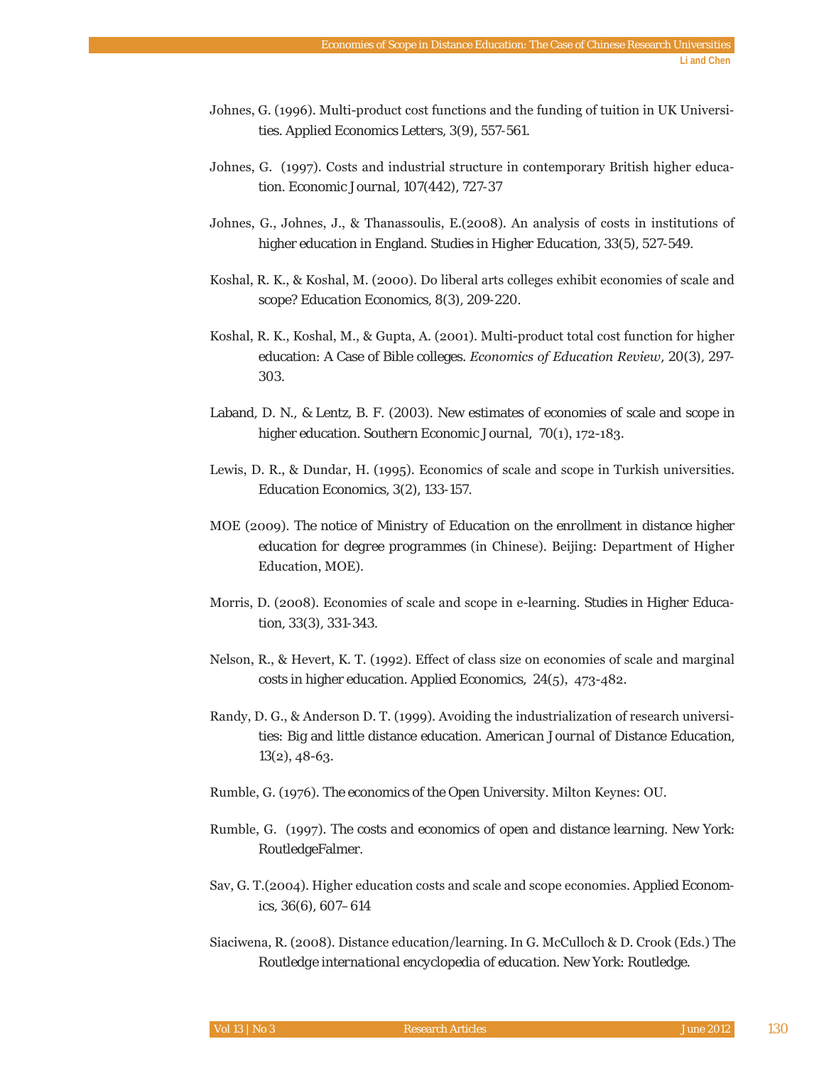Johnes, G. (1996). Multi-product cost functions and the funding of tuition in UK Universities. Applied Economics Letters, 3(9), 557-561.

Johnes, G. (1997). Costs and industrial structure in contemporary British higher education. Economic Journal, 107(442), 727-37

Johnes, G., Johnes, J., & Thanassoulis, E.(2008). An analysis of costs in institutions of higher education in England. Studies in Higher Education, 33(5), 527-549.

Koshal, R. K., & Koshal, M. (2000). Do liberal arts colleges exhibit economies of scale and scope? Education Economics, 8(3), 209-220.

Koshal, R. K., Koshal, M., & Gupta, A. (2001). Multi-product total cost function for higher education: A Case of Bible colleges. *Economics of Education Review*, 20(3), 297-303.

Laband, D. N., & Lentz, B. F. (2003). New estimates of economies of scale and scope in higher education. Southern Economic Journal, 70(1), 172-183.

Lewis, D. R., & Dundar, H. (1995). Economics of scale and scope in Turkish universities. Education Economics, 3(2), 133-157.

MOE (2009). The notice of Ministry of Education on the enrollment in distance higher education for degree programmes (in Chinese). Beijing: Department of Higher Education, MOE).

Morris, D. (2008). Economies of scale and scope in e-learning. Studies in Higher Education, 33(3), 331-343.

Nelson, R., & Hevert, K. T. (1992). Effect of class size on economies of scale and marginal costs in higher education. Applied Economics, 24(5), 473-482.

Randy, D. G., & Anderson D. T. (1999). Avoiding the industrialization of research universities: Big and little distance education. American Journal of Distance Education, 13(2), 48-63.

Rumble, G. (1976). The economics of the Open University. Milton Keynes: OU.

Rumble, G. (1997). The costs and economics of open and distance learning. New York: RoutledgeFalmer.

Sav, G. T.(2004). Higher education costs and scale and scope economies. Applied Economics, 36(6), 607–614

Siaciwena, R. (2008). Distance education/learning. In G. McCulloch & D. Crook (Eds.) The Routledge international encyclopedia of education. New York: Routledge.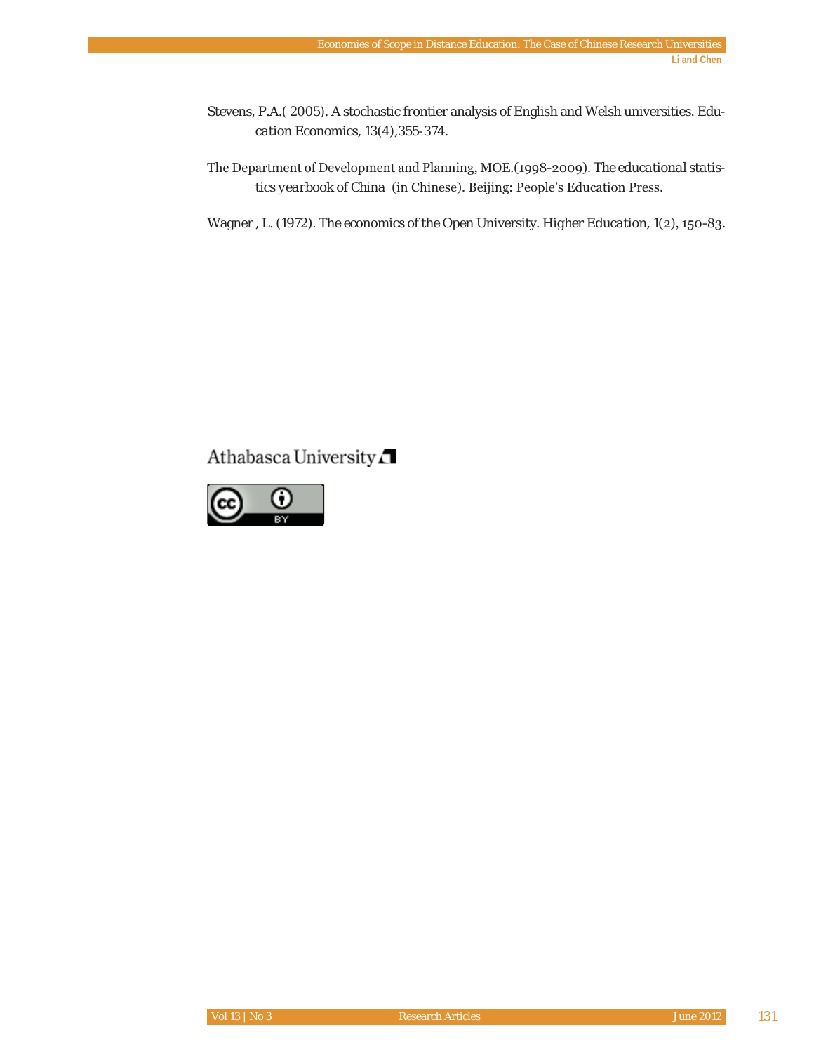Stevens, P.A.( 2005). A stochastic frontier analysis of English and Welsh universities. *Education Economics*, 13(4),355-374.

The Department of Development and Planning, MOE.(1998-2009). *The educational statistics yearbook of China* (in Chinese). Beijing: People's Education Press.

Wagner , L. (1972). The economics of the Open University. *Higher Education*, 1(2), 150-83.

Athabasca University